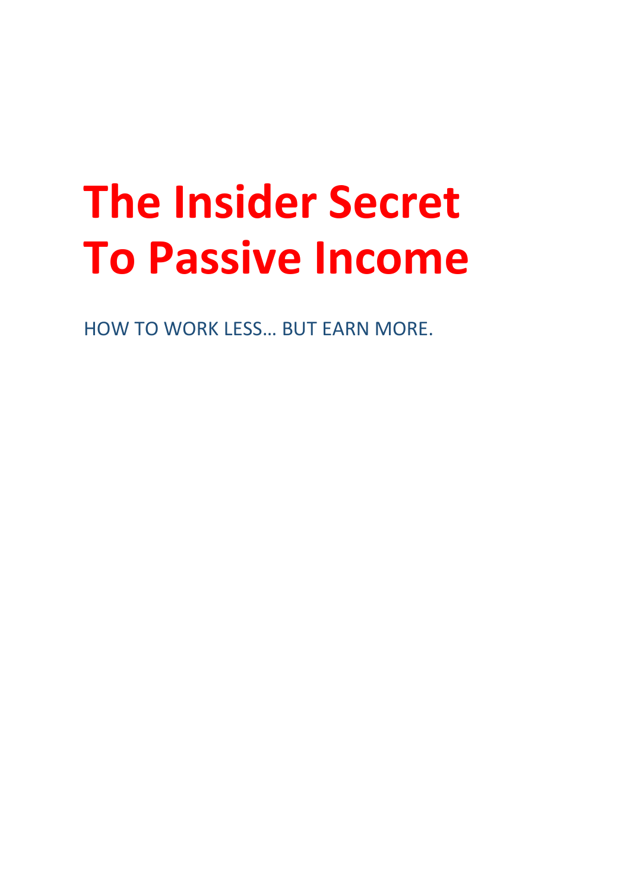# The Insider Secret To Passive Income

HOW TO WORK LESS… BUT EARN MORE.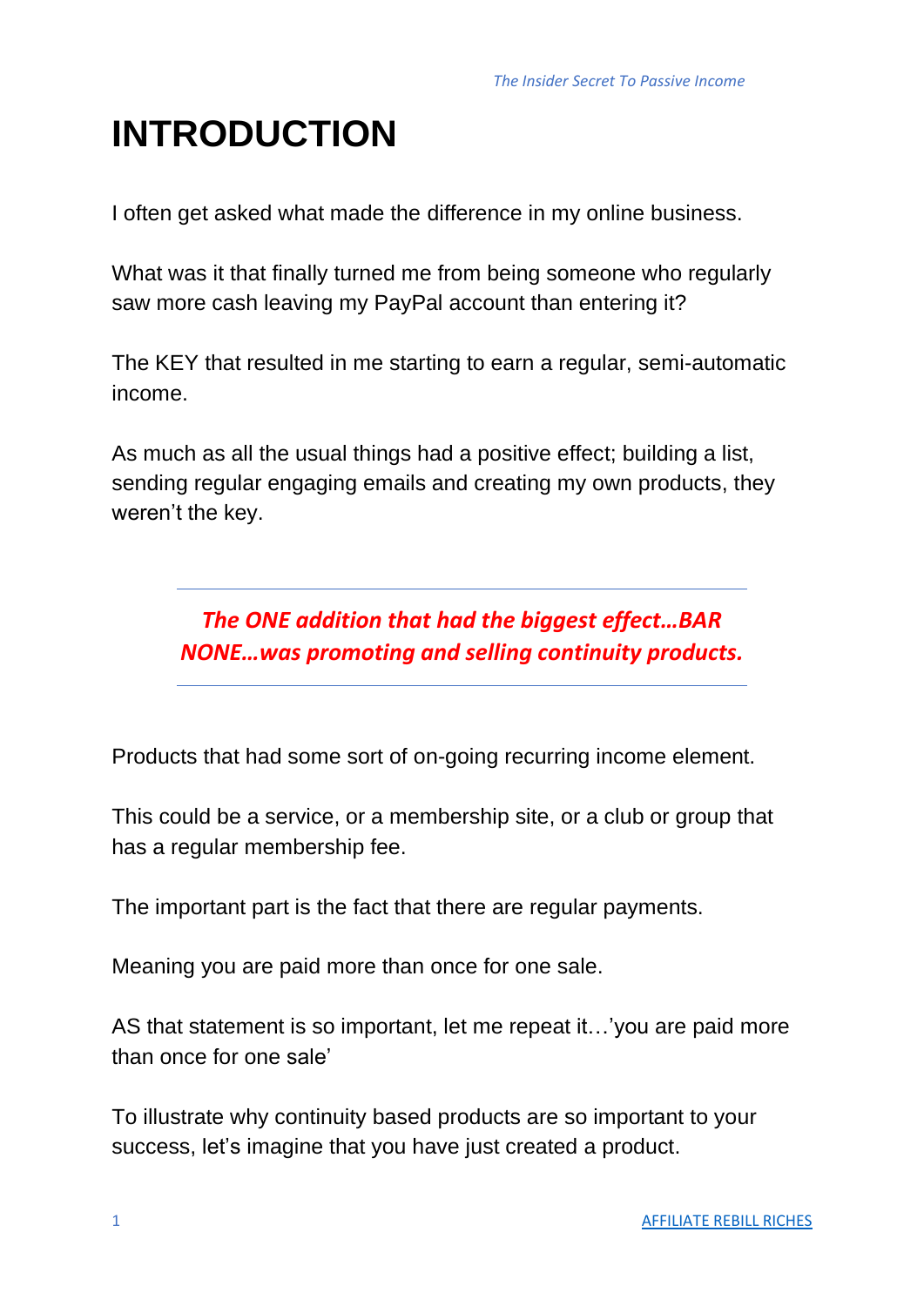# INTRODUCTION

I often get asked what made the difference in my online business.

What was it that finally turned me from being someone who regularly saw more cash leaving my PayPal account than entering it?

The KEY that resulted in me starting to earn a regular, semi-automatic income.

As much as all the usual things had a positive effect; building a list, sending regular engaging emails and creating my own products, they weren't the key.

---

***The ONE addition that had the biggest effect…BAR NONE…was promoting and selling continuity products.***

---

Products that had some sort of on-going recurring income element.

This could be a service, or a membership site, or a club or group that has a regular membership fee.

The important part is the fact that there are regular payments.

Meaning you are paid more than once for one sale.

AS that statement is so important, let me repeat it…'you are paid more than once for one sale'

To illustrate why continuity based products are so important to your success, let's imagine that you have just created a product.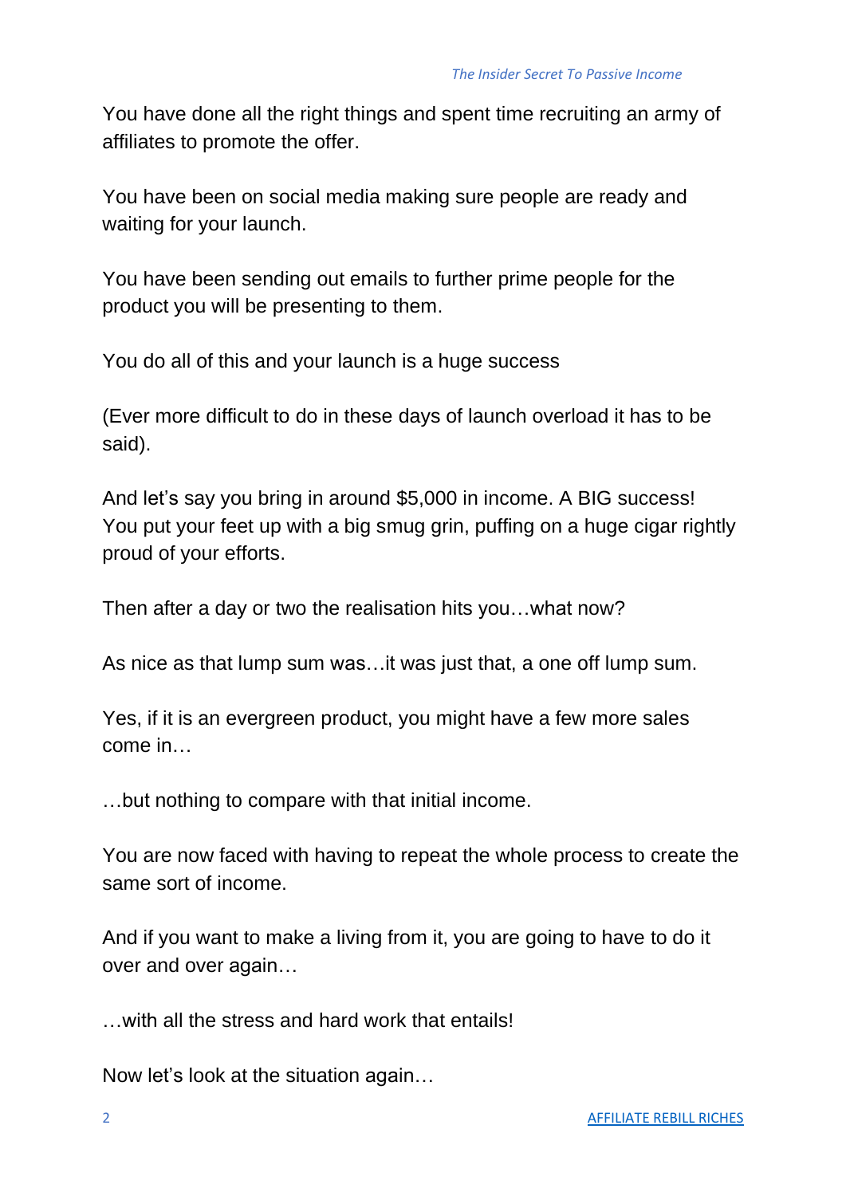You have done all the right things and spent time recruiting an army of affiliates to promote the offer.

You have been on social media making sure people are ready and waiting for your launch.

You have been sending out emails to further prime people for the product you will be presenting to them.

You do all of this and your launch is a huge success

(Ever more difficult to do in these days of launch overload it has to be said).

And let's say you bring in around $5,000 in income. A BIG success! You put your feet up with a big smug grin, puffing on a huge cigar rightly proud of your efforts.

Then after a day or two the realisation hits you…what now?

As nice as that lump sum was…it was just that, a one off lump sum.

Yes, if it is an evergreen product, you might have a few more sales come in…

…but nothing to compare with that initial income.

You are now faced with having to repeat the whole process to create the same sort of income.

And if you want to make a living from it, you are going to have to do it over and over again…

…with all the stress and hard work that entails!

Now let's look at the situation again…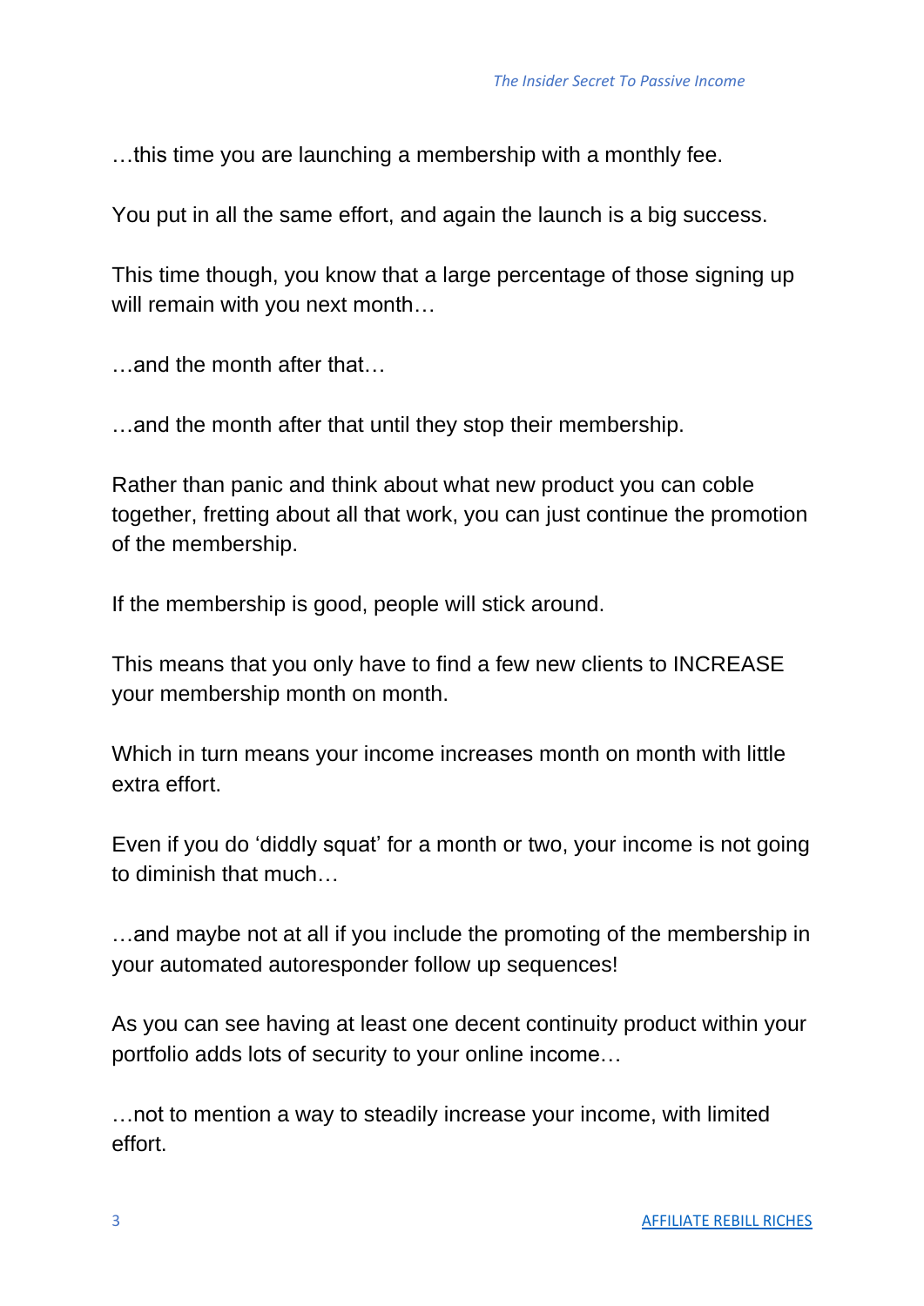…this time you are launching a membership with a monthly fee.

You put in all the same effort, and again the launch is a big success.

This time though, you know that a large percentage of those signing up will remain with you next month…

…and the month after that…

…and the month after that until they stop their membership.

Rather than panic and think about what new product you can coble together, fretting about all that work, you can just continue the promotion of the membership.

If the membership is good, people will stick around.

This means that you only have to find a few new clients to INCREASE your membership month on month.

Which in turn means your income increases month on month with little extra effort.

Even if you do 'diddly squat' for a month or two, your income is not going to diminish that much…

…and maybe not at all if you include the promoting of the membership in your automated autoresponder follow up sequences!

As you can see having at least one decent continuity product within your portfolio adds lots of security to your online income…

…not to mention a way to steadily increase your income, with limited effort.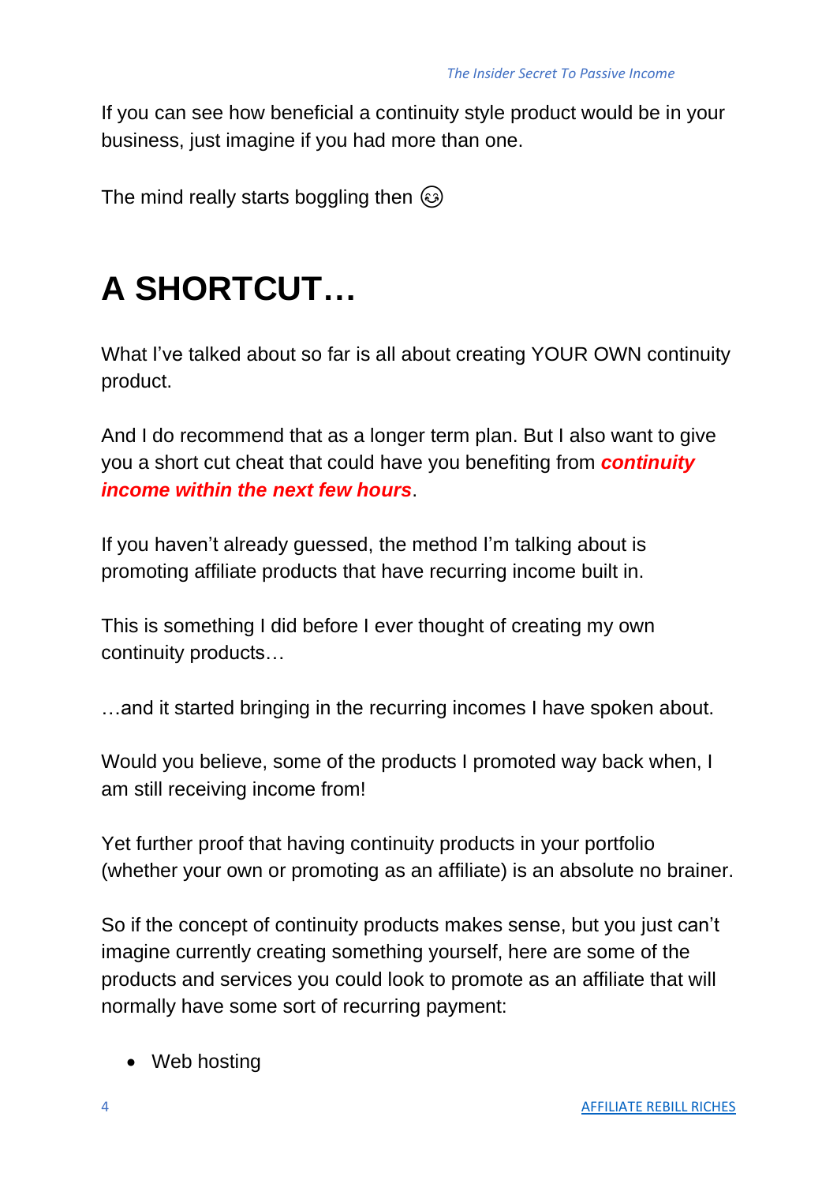If you can see how beneficial a continuity style product would be in your business, just imagine if you had more than one.

The mind really starts boggling then 😉

# A SHORTCUT…

What I've talked about so far is all about creating YOUR OWN continuity product.

And I do recommend that as a longer term plan. But I also want to give you a short cut cheat that could have you benefiting from ***continuity income within the next few hours***.

If you haven't already guessed, the method I'm talking about is promoting affiliate products that have recurring income built in.

This is something I did before I ever thought of creating my own continuity products…

…and it started bringing in the recurring incomes I have spoken about.

Would you believe, some of the products I promoted way back when, I am still receiving income from!

Yet further proof that having continuity products in your portfolio (whether your own or promoting as an affiliate) is an absolute no brainer.

So if the concept of continuity products makes sense, but you just can't imagine currently creating something yourself, here are some of the products and services you could look to promote as an affiliate that will normally have some sort of recurring payment:

- Web hosting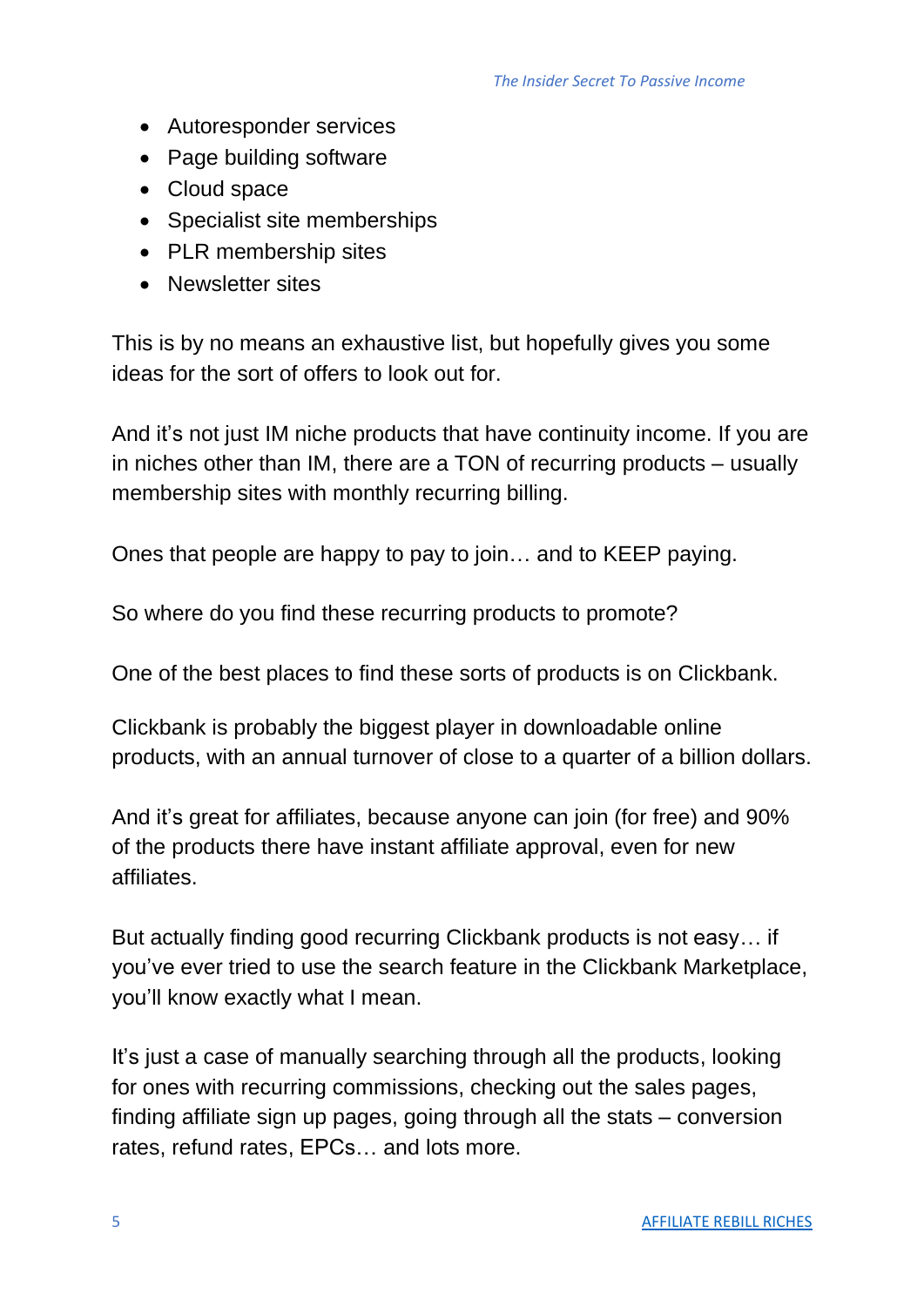- Autoresponder services
- Page building software
- Cloud space
- Specialist site memberships
- PLR membership sites
- Newsletter sites

This is by no means an exhaustive list, but hopefully gives you some ideas for the sort of offers to look out for.

And it's not just IM niche products that have continuity income. If you are in niches other than IM, there are a TON of recurring products – usually membership sites with monthly recurring billing.

Ones that people are happy to pay to join… and to KEEP paying.

So where do you find these recurring products to promote?

One of the best places to find these sorts of products is on Clickbank.

Clickbank is probably the biggest player in downloadable online products, with an annual turnover of close to a quarter of a billion dollars.

And it's great for affiliates, because anyone can join (for free) and 90% of the products there have instant affiliate approval, even for new affiliates.

But actually finding good recurring Clickbank products is not easy… if you've ever tried to use the search feature in the Clickbank Marketplace, you'll know exactly what I mean.

It's just a case of manually searching through all the products, looking for ones with recurring commissions, checking out the sales pages, finding affiliate sign up pages, going through all the stats – conversion rates, refund rates, EPCs… and lots more.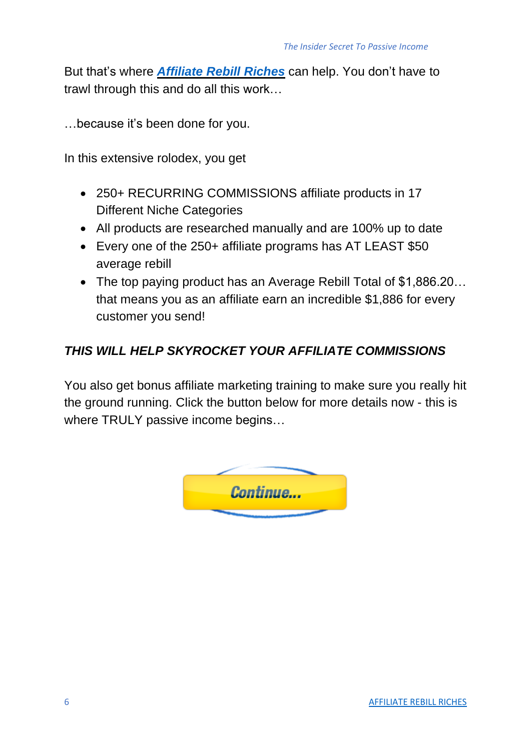But that's where ***Affiliate Rebill Riches*** can help. You don't have to trawl through this and do all this work…

…because it's been done for you.

In this extensive rolodex, you get

- 250+ RECURRING COMMISSIONS affiliate products in 17 Different Niche Categories
- All products are researched manually and are 100% up to date
- Every one of the 250+ affiliate programs has AT LEAST $50 average rebill
- The top paying product has an Average Rebill Total of $1,886.20… that means you as an affiliate earn an incredible $1,886 for every customer you send!

***THIS WILL HELP SKYROCKET YOUR AFFILIATE COMMISSIONS***

You also get bonus affiliate marketing training to make sure you really hit the ground running. Click the button below for more details now - this is where TRULY passive income begins…

Continue...